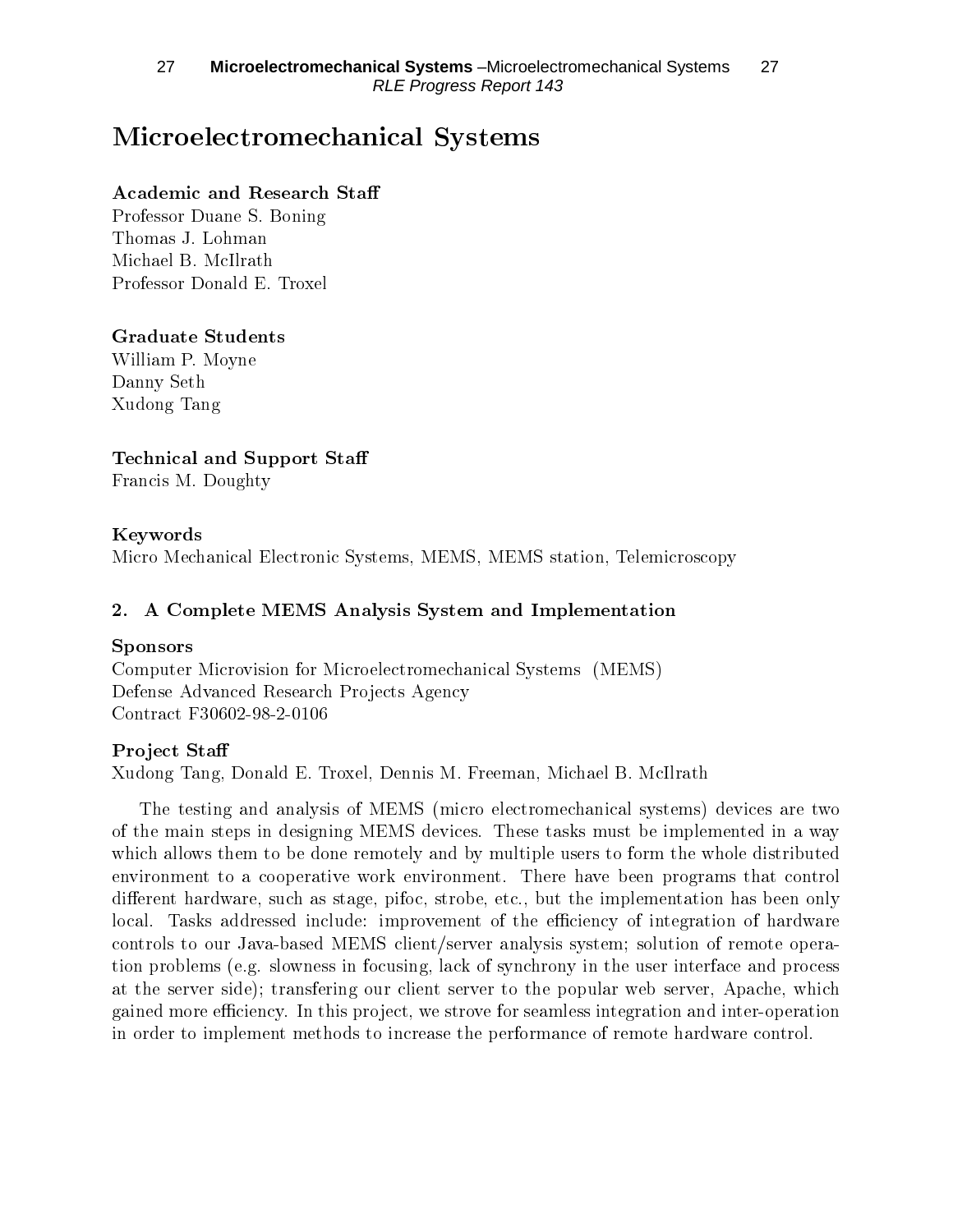# Microelectromechanical Systems

### Academic and Research Staff

Professor Duane S. Boning
Thomas J. Lohman
Michael B. McIlrath
Professor Donald E. Troxel

### Graduate Students

William P. Moyne
Danny Seth
Xudong Tang

### Technical and Support Staff

Francis M. Doughty

### Keywords

Micro Mechanical Electronic Systems, MEMS, MEMS station, Telemicroscopy

## 2. A Complete MEMS Analysis System and Implementation

### Sponsors

Computer Microvision for Microelectromechanical Systems (MEMS)
Defense Advanced Research Projects Agency
Contract F30602-98-2-0106

### Project Staff

Xudong Tang, Donald E. Troxel, Dennis M. Freeman, Michael B. McIlrath

The testing and analysis of MEMS (micro electromechanical systems) devices are two of the main steps in designing MEMS devices. These tasks must be implemented in a way which allows them to be done remotely and by multiple users to form the whole distributed environment to a cooperative work environment. There have been programs that control different hardware, such as stage, pifoc, strobe, etc., but the implementation has been only local. Tasks addressed include: improvement of the efficiency of integration of hardware controls to our Java-based MEMS client/server analysis system; solution of remote operation problems (e.g. slowness in focusing, lack of synchrony in the user interface and process at the server side); transfering our client server to the popular web server, Apache, which gained more efficiency. In this project, we strove for seamless integration and inter-operation in order to implement methods to increase the performance of remote hardware control.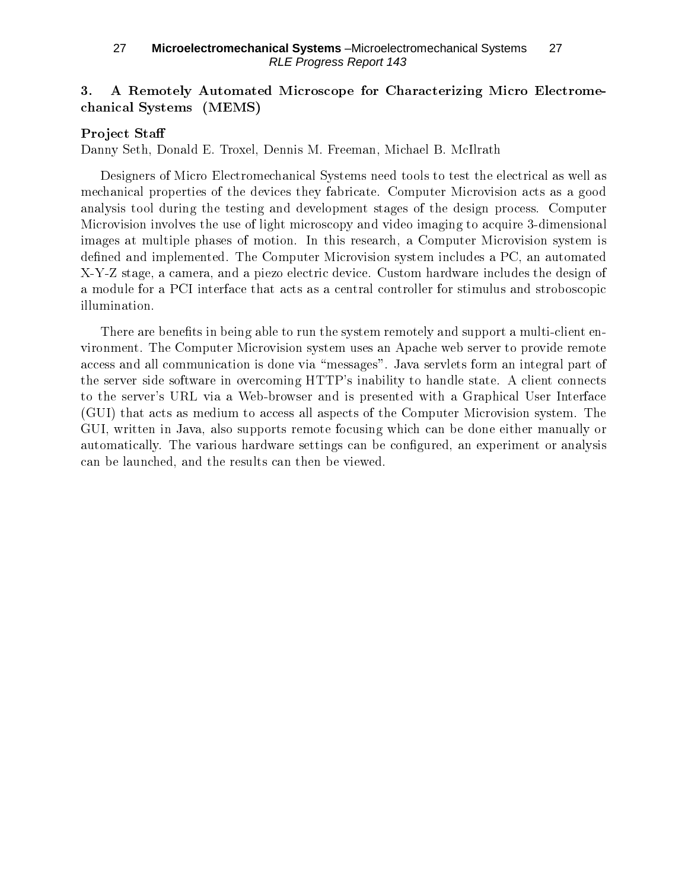## 3. A Remotely Automated Microscope for Characterizing Micro Electromechanical Systems (MEMS)

### Project Staff

Danny Seth, Donald E. Troxel, Dennis M. Freeman, Michael B. McIlrath

Designers of Micro Electromechanical Systems need tools to test the electrical as well as mechanical properties of the devices they fabricate. Computer Microvision acts as a good analysis tool during the testing and development stages of the design process. Computer Microvision involves the use of light microscopy and video imaging to acquire 3-dimensional images at multiple phases of motion. In this research, a Computer Microvision system is defined and implemented. The Computer Microvision system includes a PC, an automated X-Y-Z stage, a camera, and a piezo electric device. Custom hardware includes the design of a module for a PCI interface that acts as a central controller for stimulus and stroboscopic illumination.

There are benefits in being able to run the system remotely and support a multi-client environment. The Computer Microvision system uses an Apache web server to provide remote access and all communication is done via "messages". Java servlets form an integral part of the server side software in overcoming HTTP's inability to handle state. A client connects to the server's URL via a Web-browser and is presented with a Graphical User Interface (GUI) that acts as medium to access all aspects of the Computer Microvision system. The GUI, written in Java, also supports remote focusing which can be done either manually or automatically. The various hardware settings can be configured, an experiment or analysis can be launched, and the results can then be viewed.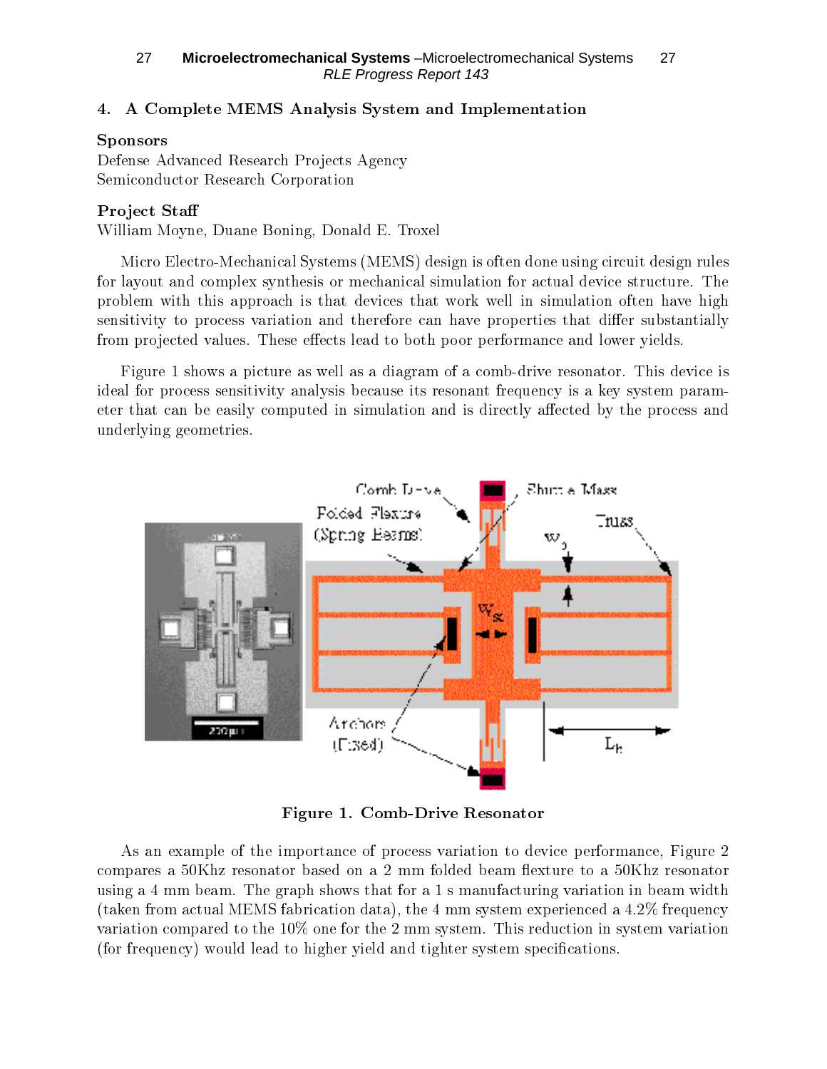## 4. A Complete MEMS Analysis System and Implementation

### Sponsors

Defense Advanced Research Projects Agency
Semiconductor Research Corporation

### Project Staff

William Moyne, Duane Boning, Donald E. Troxel

Micro Electro-Mechanical Systems (MEMS) design is often done using circuit design rules for layout and complex synthesis or mechanical simulation for actual device structure. The problem with this approach is that devices that work well in simulation often have high sensitivity to process variation and therefore can have properties that differ substantially from projected values. These effects lead to both poor performance and lower yields.

Figure 1 shows a picture as well as a diagram of a comb-drive resonator. This device is ideal for process sensitivity analysis because its resonant frequency is a key system parameter that can be easily computed in simulation and is directly affected by the process and underlying geometries.

Comb Drive
Shuttle Mass
Folded Flexure (Spring Beams)
Truss
$w_b$
$w_{sc}$
Anchors (Fixed)
$L_b$
200µm

**Figure 1. Comb-Drive Resonator**

As an example of the importance of process variation to device performance, Figure 2 compares a 50Khz resonator based on a 2 mm folded beam flexture to a 50Khz resonator using a 4 mm beam. The graph shows that for a 1 s manufacturing variation in beam width (taken from actual MEMS fabrication data), the 4 mm system experienced a 4.2% frequency variation compared to the 10% one for the 2 mm system. This reduction in system variation (for frequency) would lead to higher yield and tighter system specifications.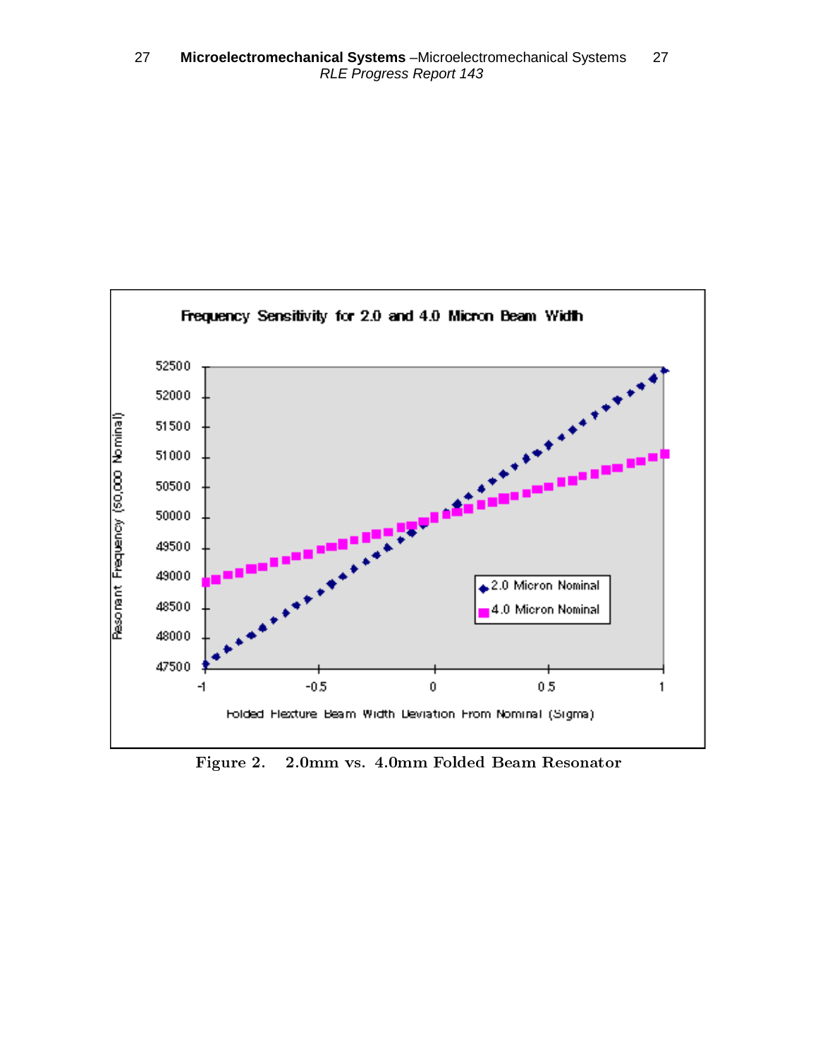Frequency Sensitivity for 2.0 and 4.0 Micron Beam Width

Resonant Frequency (50,000 Nominal)

52500
52000
51500
51000
50500
50000
49500
49000
48500
48000
47500

-1
-0.5
0
0.5
1

Folded Flexture Beam Width Deviation From Nominal (Sigma)

2.0 Micron Nominal
4.0 Micron Nominal

Figure 2. 2.0mm vs. 4.0mm Folded Beam Resonator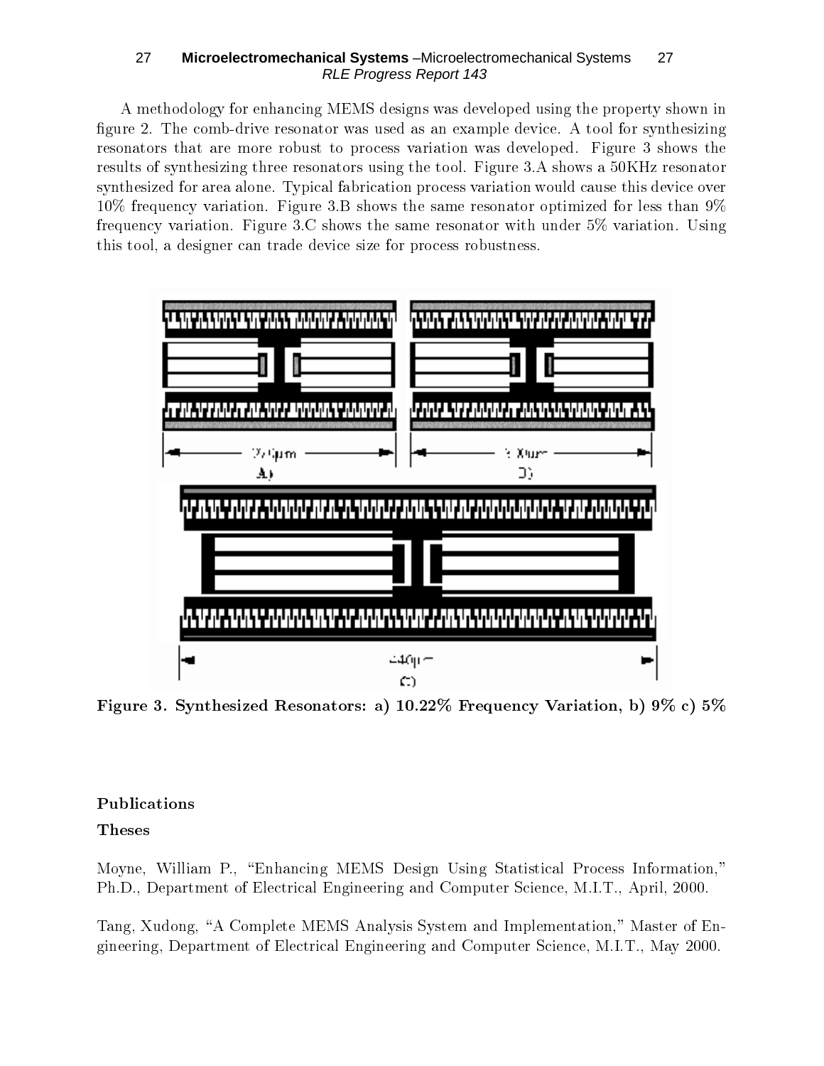A methodology for enhancing MEMS designs was developed using the property shown in figure 2. The comb-drive resonator was used as an example device. A tool for synthesizing resonators that are more robust to process variation was developed. Figure 3 shows the results of synthesizing three resonators using the tool. Figure 3.A shows a 50KHz resonator synthesized for area alone. Typical fabrication process variation would cause this device over 10% frequency variation. Figure 3.B shows the same resonator optimized for less than 9% frequency variation. Figure 3.C shows the same resonator with under 5% variation. Using this tool, a designer can trade device size for process robustness.

**Figure 3. Synthesized Resonators: a) 10.22% Frequency Variation, b) 9% c) 5%**

## Publications

### Theses

Moyne, William P., "Enhancing MEMS Design Using Statistical Process Information," Ph.D., Department of Electrical Engineering and Computer Science, M.I.T., April, 2000.

Tang, Xudong, "A Complete MEMS Analysis System and Implementation," Master of Engineering, Department of Electrical Engineering and Computer Science, M.I.T., May 2000.